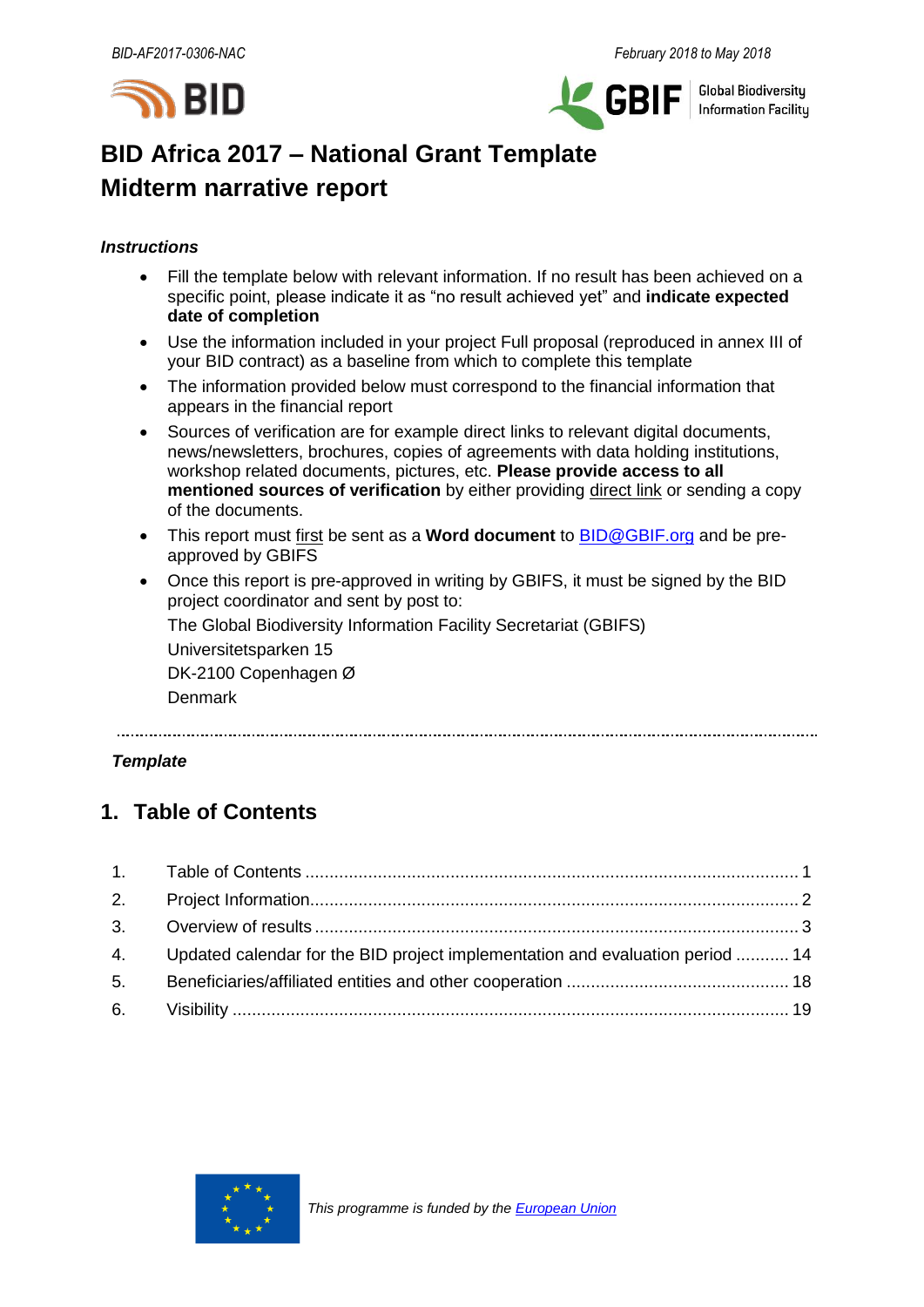# BID Africa 2017 – National Grant Template
# Midterm narrative report

***Instructions***

- Fill the template below with relevant information. If no result has been achieved on a specific point, please indicate it as "no result achieved yet" and **indicate expected date of completion**
- Use the information included in your project Full proposal (reproduced in annex III of your BID contract) as a baseline from which to complete this template
- The information provided below must correspond to the financial information that appears in the financial report
- Sources of verification are for example direct links to relevant digital documents, news/newsletters, brochures, copies of agreements with data holding institutions, workshop related documents, pictures, etc. **Please provide access to all mentioned sources of verification** by either providing direct link or sending a copy of the documents.
- This report must first be sent as a **Word document** to BID@GBIF.org and be pre-approved by GBIFS
- Once this report is pre-approved in writing by GBIFS, it must be signed by the BID project coordinator and sent by post to:

  The Global Biodiversity Information Facility Secretariat (GBIFS)
  Universitetsparken 15
  DK-2100 Copenhagen Ø
  Denmark

---

***Template***

## 1. Table of Contents

1. Table of Contents ........................................................................................ 1
2. Project Information........................................................................................ 2
3. Overview of results ........................................................................................ 3
4. Updated calendar for the BID project implementation and evaluation period ........... 14
5. Beneficiaries/affiliated entities and other cooperation .............................................. 18
6. Visibility ........................................................................................................ 19

*This programme is funded by the European Union*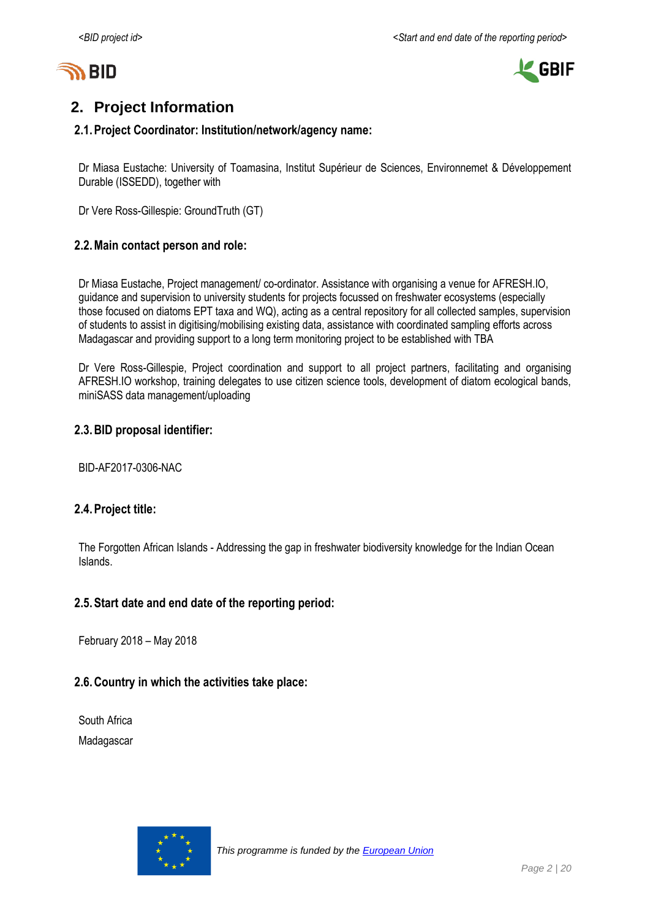## 2. Project Information

### 2.1. Project Coordinator: Institution/network/agency name:

Dr Miasa Eustache: University of Toamasina, Institut Supérieur de Sciences, Environnemet & Développement Durable (ISSEDD), together with

Dr Vere Ross-Gillespie: GroundTruth (GT)

### 2.2. Main contact person and role:

Dr Miasa Eustache, Project management/ co-ordinator. Assistance with organising a venue for AFRESH.IO, guidance and supervision to university students for projects focussed on freshwater ecosystems (especially those focused on diatoms EPT taxa and WQ), acting as a central repository for all collected samples, supervision of students to assist in digitising/mobilising existing data, assistance with coordinated sampling efforts across Madagascar and providing support to a long term monitoring project to be established with TBA

Dr Vere Ross-Gillespie, Project coordination and support to all project partners, facilitating and organising AFRESH.IO workshop, training delegates to use citizen science tools, development of diatom ecological bands, miniSASS data management/uploading

### 2.3. BID proposal identifier:

BID-AF2017-0306-NAC

### 2.4. Project title:

The Forgotten African Islands - Addressing the gap in freshwater biodiversity knowledge for the Indian Ocean Islands.

### 2.5. Start date and end date of the reporting period:

February 2018 – May 2018

### 2.6. Country in which the activities take place:

South Africa

Madagascar

*This programme is funded by the [European Union](#)*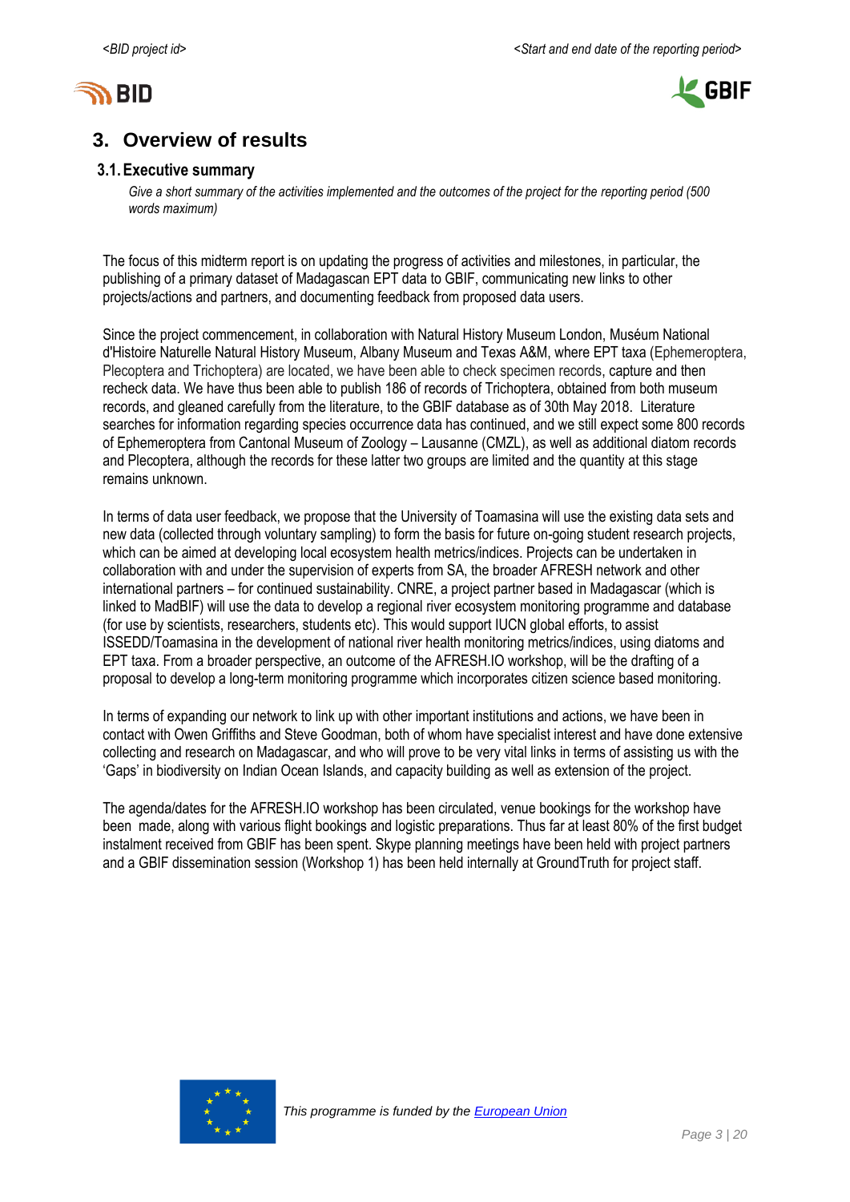# 3. Overview of results

## 3.1. Executive summary

*Give a short summary of the activities implemented and the outcomes of the project for the reporting period (500 words maximum)*

The focus of this midterm report is on updating the progress of activities and milestones, in particular, the publishing of a primary dataset of Madagascan EPT data to GBIF, communicating new links to other projects/actions and partners, and documenting feedback from proposed data users.

Since the project commencement, in collaboration with Natural History Museum London, Muséum National d'Histoire Naturelle Natural History Museum, Albany Museum and Texas A&M, where EPT taxa (Ephemeroptera, Plecoptera and Trichoptera) are located, we have been able to check specimen records, capture and then recheck data. We have thus been able to publish 186 of records of Trichoptera, obtained from both museum records, and gleaned carefully from the literature, to the GBIF database as of 30th May 2018. Literature searches for information regarding species occurrence data has continued, and we still expect some 800 records of Ephemeroptera from Cantonal Museum of Zoology – Lausanne (CMZL), as well as additional diatom records and Plecoptera, although the records for these latter two groups are limited and the quantity at this stage remains unknown.

In terms of data user feedback, we propose that the University of Toamasina will use the existing data sets and new data (collected through voluntary sampling) to form the basis for future on-going student research projects, which can be aimed at developing local ecosystem health metrics/indices. Projects can be undertaken in collaboration with and under the supervision of experts from SA, the broader AFRESH network and other international partners – for continued sustainability. CNRE, a project partner based in Madagascar (which is linked to MadBIF) will use the data to develop a regional river ecosystem monitoring programme and database (for use by scientists, researchers, students etc). This would support IUCN global efforts, to assist ISSEDD/Toamasina in the development of national river health monitoring metrics/indices, using diatoms and EPT taxa. From a broader perspective, an outcome of the AFRESH.IO workshop, will be the drafting of a proposal to develop a long-term monitoring programme which incorporates citizen science based monitoring.

In terms of expanding our network to link up with other important institutions and actions, we have been in contact with Owen Griffiths and Steve Goodman, both of whom have specialist interest and have done extensive collecting and research on Madagascar, and who will prove to be very vital links in terms of assisting us with the 'Gaps' in biodiversity on Indian Ocean Islands, and capacity building as well as extension of the project.

The agenda/dates for the AFRESH.IO workshop has been circulated, venue bookings for the workshop have been made, along with various flight bookings and logistic preparations. Thus far at least 80% of the first budget instalment received from GBIF has been spent. Skype planning meetings have been held with project partners and a GBIF dissemination session (Workshop 1) has been held internally at GroundTruth for project staff.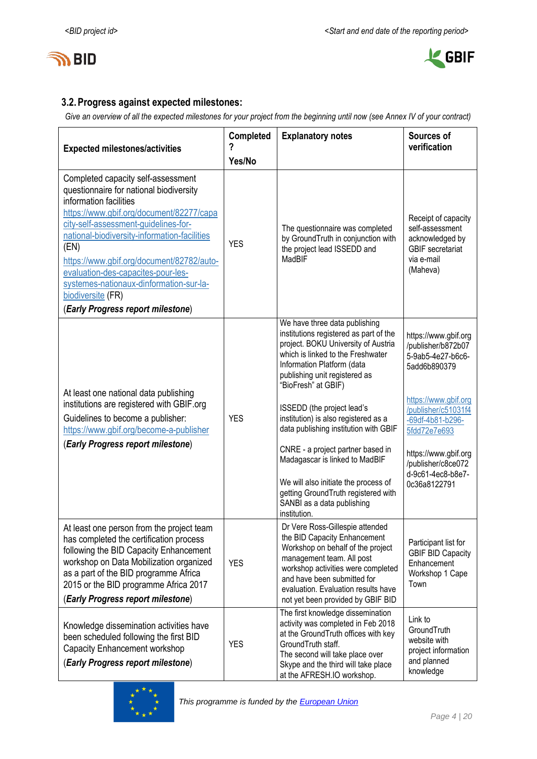## 3.2. Progress against expected milestones:

*Give an overview of all the expected milestones for your project from the beginning until now (see Annex IV of your contract)*

| Expected milestones/activities | Completed? Yes/No | Explanatory notes | Sources of verification |
|---|---|---|---|
| Completed capacity self-assessment questionnaire for national biodiversity information facilities https://www.gbif.org/document/82277/capacity-self-assessment-guidelines-for-national-biodiversity-information-facilities (EN) https://www.gbif.org/document/82782/auto-evaluation-des-capacites-pour-les-systemes-nationaux-dinformation-sur-la-biodiversite (FR) (***Early Progress report milestone***) | YES | The questionnaire was completed by GroundTruth in conjunction with the project lead ISSEDD and MadBIF | Receipt of capacity self-assessment acknowledged by GBIF secretariat via e-mail (Maheva) |
| At least one national data publishing institutions are registered with GBIF.org Guidelines to become a publisher: https://www.gbif.org/become-a-publisher (***Early Progress report milestone***) | YES | We have three data publishing institutions registered as part of the project. BOKU University of Austria which is linked to the Freshwater Information Platform (data publishing unit registered as "BioFresh" at GBIF) ISSEDD (the project lead's institution) is also registered as a data publishing institution with GBIF CNRE - a project partner based in Madagascar is linked to MadBIF We will also initiate the process of getting GroundTruth registered with SANBI as a data publishing institution. | https://www.gbif.org/publisher/b872b075-9ab5-4e27-b6c6-5add6b890379 https://www.gbif.org/publisher/c51031f4-69df-4b81-b296-5fdd72e7e693 https://www.gbif.org/publisher/c8ce072d-9c61-4ec8-b8e7-0c36a8122791 |
| At least one person from the project team has completed the certification process following the BID Capacity Enhancement workshop on Data Mobilization organized as a part of the BID programme Africa 2015 or the BID programme Africa 2017 (***Early Progress report milestone***) | YES | Dr Vere Ross-Gillespie attended the BID Capacity Enhancement Workshop on behalf of the project management team. All post workshop activities were completed and have been submitted for evaluation. Evaluation results have not yet been provided by GBIF BID | Participant list for GBIF BID Capacity Enhancement Workshop 1 Cape Town |
| Knowledge dissemination activities have been scheduled following the first BID Capacity Enhancement workshop (***Early Progress report milestone***) | YES | The first knowledge dissemination activity was completed in Feb 2018 at the GroundTruth offices with key GroundTruth staff. The second will take place over Skype and the third will take place at the AFRESH.IO workshop. | Link to GroundTruth website with project information and planned knowledge |

This programme is funded by the European Union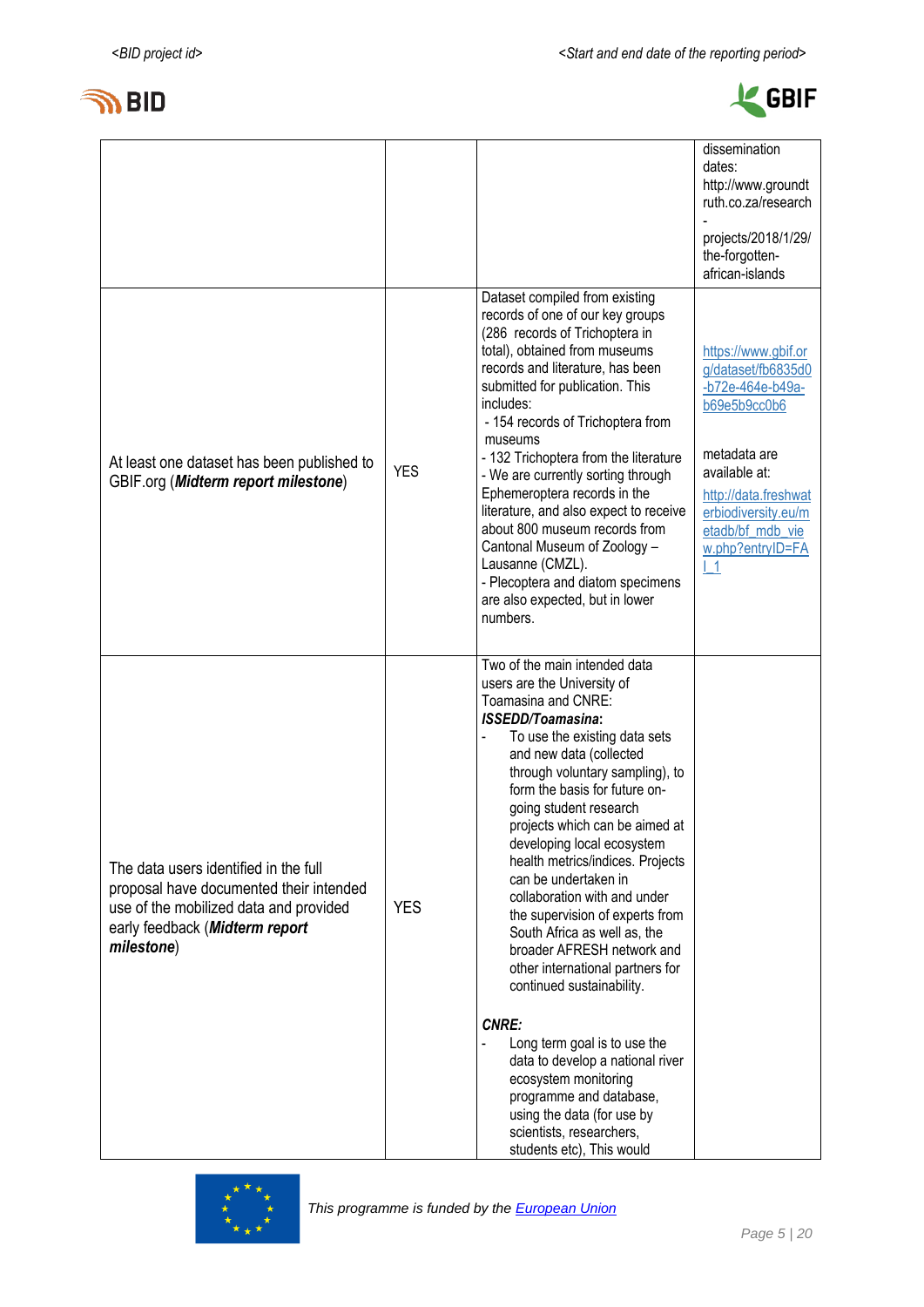| | | | |
|---|---|---|---|
| | | | dissemination dates: http://www.groundtruth.co.za/research-projects/2018/1/29/the-forgotten-african-islands |
| At least one dataset has been published to GBIF.org (***Midterm report milestone***) | YES | Dataset compiled from existing records of one of our key groups (286 records of Trichoptera in total), obtained from museums records and literature, has been submitted for publication. This includes:<br>- 154 records of Trichoptera from museums<br>- 132 Trichoptera from the literature<br>- We are currently sorting through Ephemeroptera records in the literature, and also expect to receive about 800 museum records from Cantonal Museum of Zoology – Lausanne (CMZL).<br>- Plecoptera and diatom specimens are also expected, but in lower numbers. | [https://www.gbif.org/dataset/fb6835d0-b72e-464e-b49a-b69e5b9cc0b6](https://www.gbif.org/dataset/fb6835d0-b72e-464e-b49a-b69e5b9cc0b6)<br><br>metadata are available at: [http://data.freshwaterbiodiversity.eu/metadb/bf_mdb_view.php?entryID=FAI_1](http://data.freshwaterbiodiversity.eu/metadb/bf_mdb_view.php?entryID=FAI_1) |
| The data users identified in the full proposal have documented their intended use of the mobilized data and provided early feedback (***Midterm report milestone***) | YES | Two of the main intended data users are the University of Toamasina and CNRE:<br>***ISSEDD/Toamasina*:**<br>- To use the existing data sets and new data (collected through voluntary sampling), to form the basis for future on-going student research projects which can be aimed at developing local ecosystem health metrics/indices. Projects can be undertaken in collaboration with and under the supervision of experts from South Africa as well as, the broader AFRESH network and other international partners for continued sustainability.<br><br>***CNRE:***<br>- Long term goal is to use the data to develop a national river ecosystem monitoring programme and database, using the data (for use by scientists, researchers, students etc), This would | |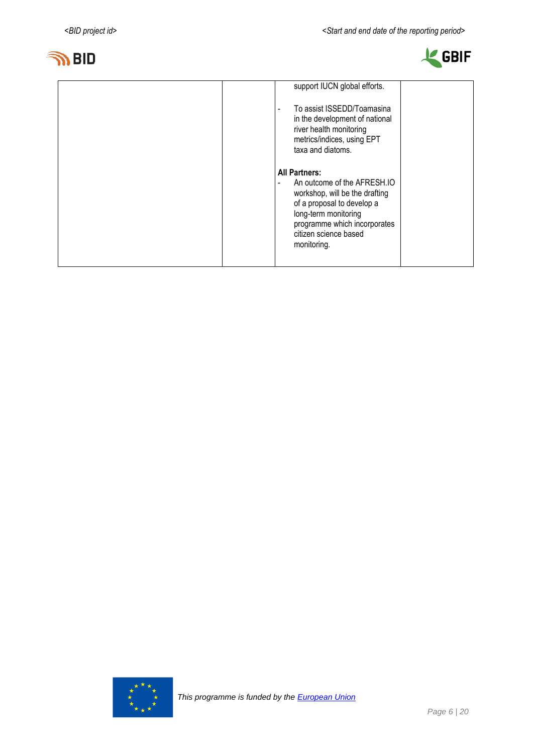| | | | |
|---|---|---|---|
| | | support IUCN global efforts.<br><br>- To assist ISSEDD/Toamasina in the development of national river health monitoring metrics/indices, using EPT taxa and diatoms.<br><br>**All Partners:**<br>- An outcome of the AFRESH.IO workshop, will be the drafting of a proposal to develop a long-term monitoring programme which incorporates citizen science based monitoring. | |

This programme is funded by the European Union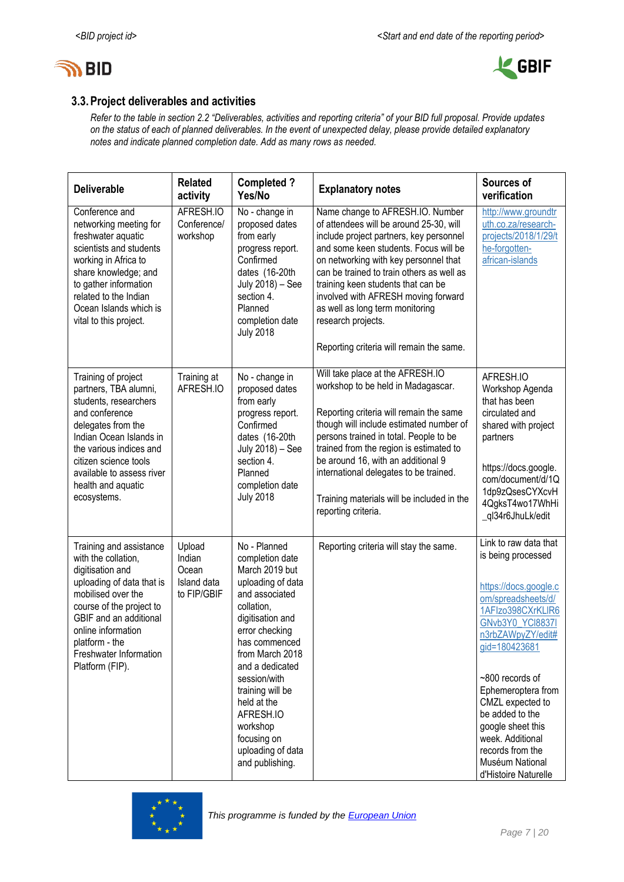## 3.3. Project deliverables and activities

*Refer to the table in section 2.2 "Deliverables, activities and reporting criteria" of your BID full proposal. Provide updates on the status of each of planned deliverables. In the event of unexpected delay, please provide detailed explanatory notes and indicate planned completion date. Add as many rows as needed.*

| Deliverable | Related activity | Completed ? Yes/No | Explanatory notes | Sources of verification |
|---|---|---|---|---|
| Conference and networking meeting for freshwater aquatic scientists and students working in Africa to share knowledge; and to gather information related to the Indian Ocean Islands which is vital to this project. | AFRESH.IO Conference/ workshop | No - change in proposed dates from early progress report. Confirmed dates (16-20th July 2018) – See section 4. Planned completion date July 2018 | Name change to AFRESH.IO. Number of attendees will be around 25-30, will include project partners, key personnel and some keen students. Focus will be on networking with key personnel that can be trained to train others as well as training keen students that can be involved with AFRESH moving forward as well as long term monitoring research projects.<br><br>Reporting criteria will remain the same. | http://www.groundtruth.co.za/research-projects/2018/1/29/the-forgotten-african-islands |
| Training of project partners, TBA alumni, students, researchers and conference delegates from the Indian Ocean Islands in the various indices and citizen science tools available to assess river health and aquatic ecosystems. | Training at AFRESH.IO | No - change in proposed dates from early progress report. Confirmed dates (16-20th July 2018) – See section 4. Planned completion date July 2018 | Will take place at the AFRESH.IO workshop to be held in Madagascar.<br><br>Reporting criteria will remain the same though will include estimated number of persons trained in total. People to be trained from the region is estimated to be around 16, with an additional 9 international delegates to be trained.<br><br>Training materials will be included in the reporting criteria. | AFRESH.IO Workshop Agenda that has been circulated and shared with project partners<br><br>https://docs.google.com/document/d/1Q1dp9zQsesCYXcvH4QgksT4wo17WhHi_ql34r6JhuLk/edit |
| Training and assistance with the collation, digitisation and uploading of data that is mobilised over the course of the project to GBIF and an additional online information platform - the Freshwater Information Platform (FIP). | Upload Indian Ocean Island data to FIP/GBIF | No - Planned completion date March 2019 but uploading of data and associated collation, digitisation and error checking has commenced from March 2018 and a dedicated session/with training will be held at the AFRESH.IO workshop focusing on uploading of data and publishing. | Reporting criteria will stay the same. | Link to raw data that is being processed<br><br>https://docs.google.com/spreadsheets/d/1AFlzo398CXrKLIR6GNvb3Y0_YCl8837ln3rbZAWpyZY/edit#gid=180423681<br><br>~800 records of Ephemeroptera from CMZL expected to be added to the google sheet this week. Additional records from the Muséum National d'Histoire Naturelle |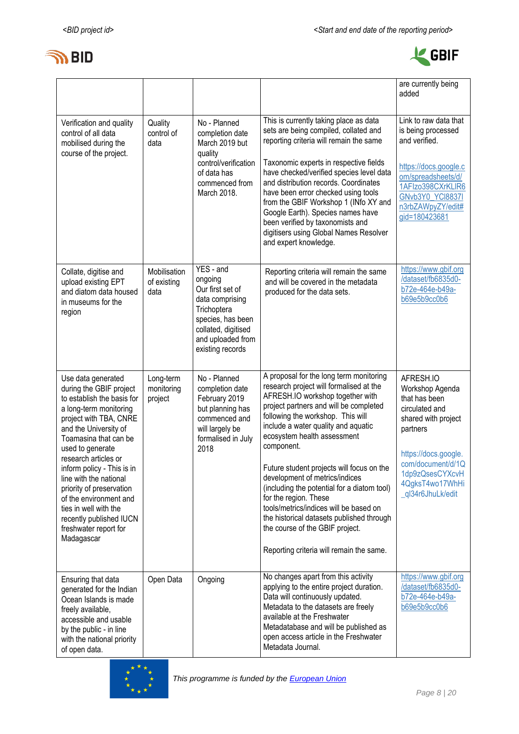| | | | | are currently being added |
|---|---|---|---|---|
| Verification and quality control of all data mobilised during the course of the project. | Quality control of data | No - Planned completion date March 2019 but quality control/verification of data has commenced from March 2018. | This is currently taking place as data sets are being compiled, collated and reporting criteria will remain the same<br><br>Taxonomic experts in respective fields have checked/verified species level data and distribution records. Coordinates have been error checked using tools from the GBIF Workshop 1 (INfo XY and Google Earth). Species names have been verified by taxonomists and digitisers using Global Names Resolver and expert knowledge. | Link to raw data that is being processed and verified.<br><br>https://docs.google.com/spreadsheets/d/1AFIzo398CXrKLIR6GNvb3Y0_YCl8837In3rbZAWpyZY/edit#gid=180423681 |
| Collate, digitise and upload existing EPT and diatom data housed in museums for the region | Mobilisation of existing data | YES - and ongoing<br>Our first set of data comprising Trichoptera species, has been collated, digitised and uploaded from existing records | Reporting criteria will remain the same and will be covered in the metadata produced for the data sets. | https://www.gbif.org/dataset/fb6835d0-b72e-464e-b49a-b69e5b9cc0b6 |
| Use data generated during the GBIF project to establish the basis for a long-term monitoring project with TBA, CNRE and the University of Toamasina that can be used to generate research articles or inform policy - This is in line with the national priority of preservation of the environment and ties in well with the recently published IUCN freshwater report for Madagascar | Long-term monitoring project | No - Planned completion date February 2019 but planning has commenced and will largely be formalised in July 2018 | A proposal for the long term monitoring research project will formalised at the AFRESH.IO workshop together with project partners and will be completed following the workshop. This will include a water quality and aquatic ecosystem health assessment component.<br><br>Future student projects will focus on the development of metrics/indices (including the potential for a diatom tool) for the region. These tools/metrics/indices will be based on the historical datasets published through the course of the GBIF project.<br><br>Reporting criteria will remain the same. | AFRESH.IO Workshop Agenda that has been circulated and shared with project partners<br><br>https://docs.google.com/document/d/1Q1dp9zQsesCYXcvH4QgksT4wo17WhHi_ql34r6JhuLk/edit |
| Ensuring that data generated for the Indian Ocean Islands is made freely available, accessible and usable by the public - in line with the national priority of open data. | Open Data | Ongoing | No changes apart from this activity applying to the entire project duration. Data will continuously updated. Metadata to the datasets are freely available at the Freshwater Metadatabase and will be published as open access article in the Freshwater Metadata Journal. | https://www.gbif.org/dataset/fb6835d0-b72e-464e-b49a-b69e5b9cc0b6 |

*This programme is funded by the European Union*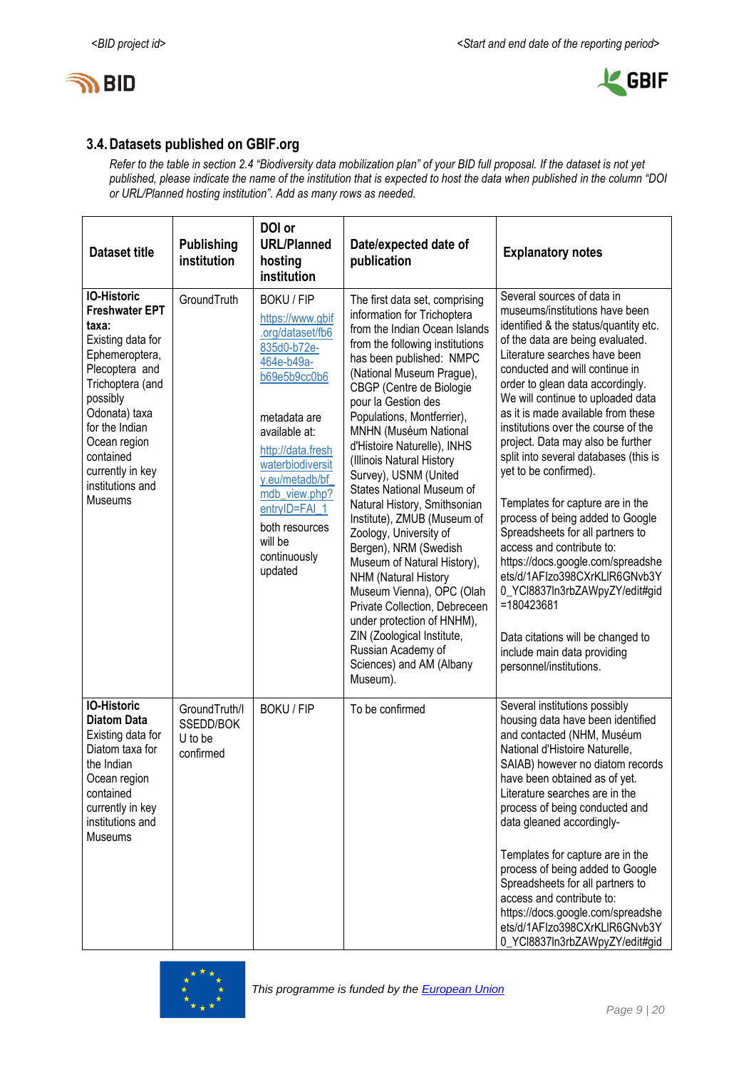## 3.4. Datasets published on GBIF.org

*Refer to the table in section 2.4 "Biodiversity data mobilization plan" of your BID full proposal. If the dataset is not yet published, please indicate the name of the institution that is expected to host the data when published in the column "DOI or URL/Planned hosting institution". Add as many rows as needed.*

| Dataset title | Publishing institution | DOI or URL/Planned hosting institution | Date/expected date of publication | Explanatory notes |
|---|---|---|---|---|
| **IO-Historic Freshwater EPT taxa:** Existing data for Ephemeroptera, Plecoptera and Trichoptera (and possibly Odonata) taxa for the Indian Ocean region contained currently in key institutions and Museums | GroundTruth | BOKU / FIP https://www.gbif.org/dataset/fb6835d0-b72e-464e-b49a-b69e5b9cc0b6 metadata are available at: http://data.freshwaterbiodiversity.eu/metadb/bf_mdb_view.php?entryID=FAI_1 both resources will be continuously updated | The first data set, comprising information for Trichoptera from the Indian Ocean Islands has been published: NMPC (National Museum Prague), CBGP (Centre de Biologie pour la Gestion des Populations, Montferrier), MNHN (Muséum National d'Histoire Naturelle), INHS (Illinois Natural History Survey), USNM (United States National Museum of Natural History, Smithsonian Institute), ZMUB (Museum of Zoology, University of Bergen), NRM (Swedish Museum of Natural History), NHM (Natural History Museum Vienna), OPC (Olah Private Collection, Debreceen under protection of HNHM), ZIN (Zoological Institute, Russian Academy of Sciences) and AM (Albany Museum). | Several sources of data in museums/institutions have been identified & the status/quantity etc. of the data are being evaluated. Literature searches have been conducted and will continue in order to glean data accordingly. We will continue to uploaded data as it is made available from these institutions over the course of the project. Data may also be further split into several databases (this is yet to be confirmed).<br><br>Templates for capture are in the process of being added to Google Spreadsheets for all partners to access and contribute to: https://docs.google.com/spreadsheets/d/1AFIzo398CXrKLIR6GNvb3Y0_YCl8837ln3rbZAWpyZY/edit#gid=180423681<br><br>Data citations will be changed to include main data providing personnel/institutions. |
| **IO-Historic Diatom Data** Existing data for Diatom taxa for the Indian Ocean region contained currently in key institutions and Museums | GroundTruth/ISSEDD/BOKU to be confirmed | BOKU / FIP | To be confirmed | Several institutions possibly housing data have been identified and contacted (NHM, Muséum National d'Histoire Naturelle, SAIAB) however no diatom records have been obtained as of yet. Literature searches are in the process of being conducted and data gleaned accordingly-<br><br>Templates for capture are in the process of being added to Google Spreadsheets for all partners to access and contribute to: https://docs.google.com/spreadsheets/d/1AFIzo398CXrKLIR6GNvb3Y0_YCl8837ln3rbZAWpyZY/edit#gid |

*This programme is funded by the European Union*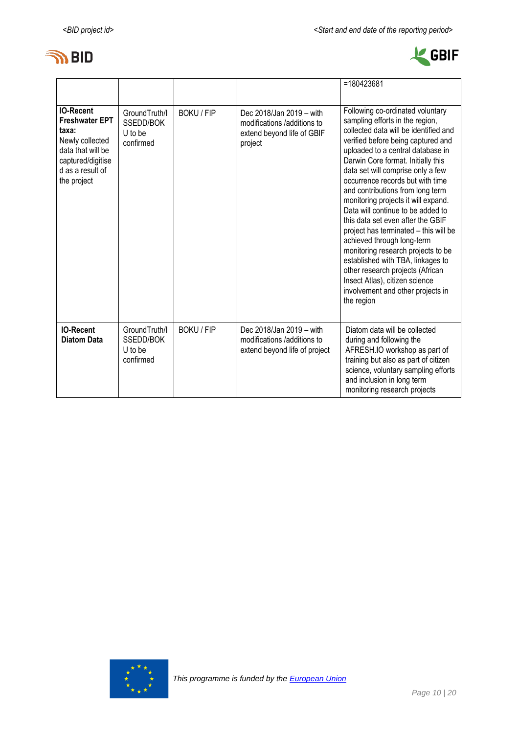| | | | | =180423681 |
|---|---|---|---|---|
| **IO-Recent Freshwater EPT taxa:** Newly collected data that will be captured/digitised as a result of the project | GroundTruth/ISSEDD/BOKU to be confirmed | BOKU / FIP | Dec 2018/Jan 2019 – with modifications /additions to extend beyond life of GBIF project | Following co-ordinated voluntary sampling efforts in the region, collected data will be identified and verified before being captured and uploaded to a central database in Darwin Core format. Initially this data set will comprise only a few occurrence records but with time and contributions from long term monitoring projects it will expand. Data will continue to be added to this data set even after the GBIF project has terminated – this will be achieved through long-term monitoring research projects to be established with TBA, linkages to other research projects (African Insect Atlas), citizen science involvement and other projects in the region |
| **IO-Recent Diatom Data** | GroundTruth/ISSEDD/BOKU to be confirmed | BOKU / FIP | Dec 2018/Jan 2019 – with modifications /additions to extend beyond life of project | Diatom data will be collected during and following the AFRESH.IO workshop as part of training but also as part of citizen science, voluntary sampling efforts and inclusion in long term monitoring research projects |

*This programme is funded by the European Union*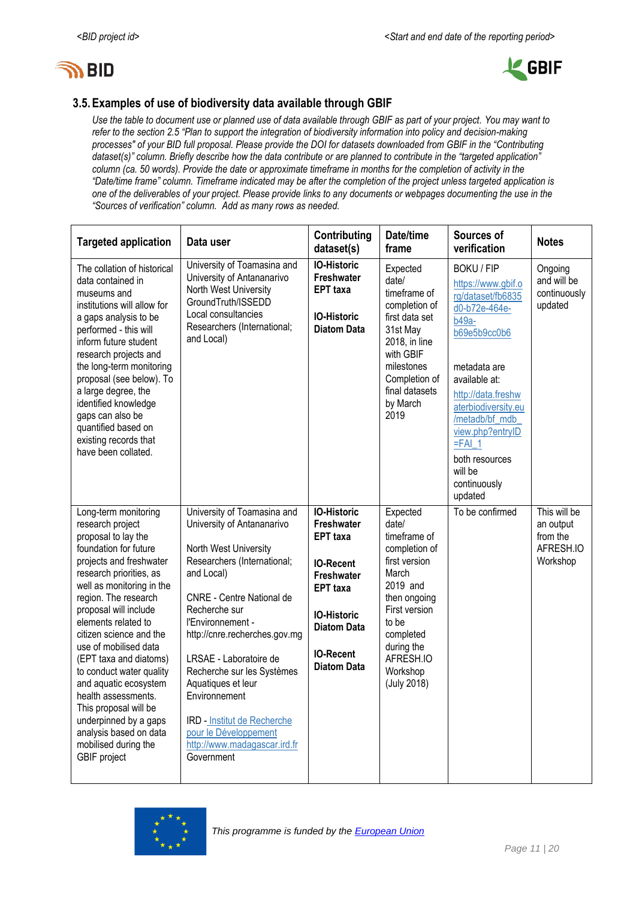## 3.5. Examples of use of biodiversity data available through GBIF

*Use the table to document use or planned use of data available through GBIF as part of your project. You may want to refer to the section 2.5 "Plan to support the integration of biodiversity information into policy and decision-making processes" of your BID full proposal. Please provide the DOI for datasets downloaded from GBIF in the "Contributing dataset(s)" column. Briefly describe how the data contribute or are planned to contribute in the "targeted application" column (ca. 50 words). Provide the date or approximate timeframe in months for the completion of activity in the "Date/time frame" column. Timeframe indicated may be after the completion of the project unless targeted application is one of the deliverables of your project. Please provide links to any documents or webpages documenting the use in the "Sources of verification" column. Add as many rows as needed.*

| Targeted application | Data user | Contributing dataset(s) | Date/time frame | Sources of verification | Notes |
|---|---|---|---|---|---|
| The collation of historical data contained in museums and institutions will allow for a gaps analysis to be performed - this will inform future student research projects and the long-term monitoring proposal (see below). To a large degree, the identified knowledge gaps can also be quantified based on existing records that have been collated. | University of Toamasina and University of Antananarivo<br>North West University<br>GroundTruth/ISSEDD<br>Local consultancies<br>Researchers (International; and Local) | **IO-Historic Freshwater EPT taxa**<br><br>**IO-Historic Diatom Data** | Expected date/ timeframe of completion of first data set 31st May 2018, in line with GBIF milestones<br>Completion of final datasets by March 2019 | BOKU / FIP<br>https://www.gbif.org/dataset/fb6835d0-b72e-464e-b49a-b69e5b9cc0b6<br><br>metadata are available at:<br>http://data.freshwaterbiodiversity.eu/metadb/bf_mdb_view.php?entryID=FAI_1<br>both resources will be continuously updated | Ongoing and will be continuously updated |
| Long-term monitoring research project proposal to lay the foundation for future projects and freshwater research priorities, as well as monitoring in the region. The research proposal will include elements related to citizen science and the use of mobilised data (EPT taxa and diatoms) to conduct water quality and aquatic ecosystem health assessments. This proposal will be underpinned by a gaps analysis based on data mobilised during the GBIF project | University of Toamasina and University of Antananarivo<br><br>North West University<br>Researchers (International; and Local)<br><br>CNRE - Centre National de Recherche sur l'Environnement - http://cnre.recherches.gov.mg<br><br>LRSAE - Laboratoire de Recherche sur les Systèmes Aquatiques et leur Environnement<br><br>IRD - Institut de Recherche pour le Développement http://www.madagascar.ird.fr<br>Government | **IO-Historic Freshwater EPT taxa**<br><br>**IO-Recent Freshwater EPT taxa**<br><br>**IO-Historic Diatom Data**<br><br>**IO-Recent Diatom Data** | Expected date/ timeframe of completion of first version March 2019 and then ongoing<br>First version to be completed during the AFRESH.IO Workshop (July 2018) | To be confirmed | This will be an output from the AFRESH.IO Workshop |

*This programme is funded by the European Union*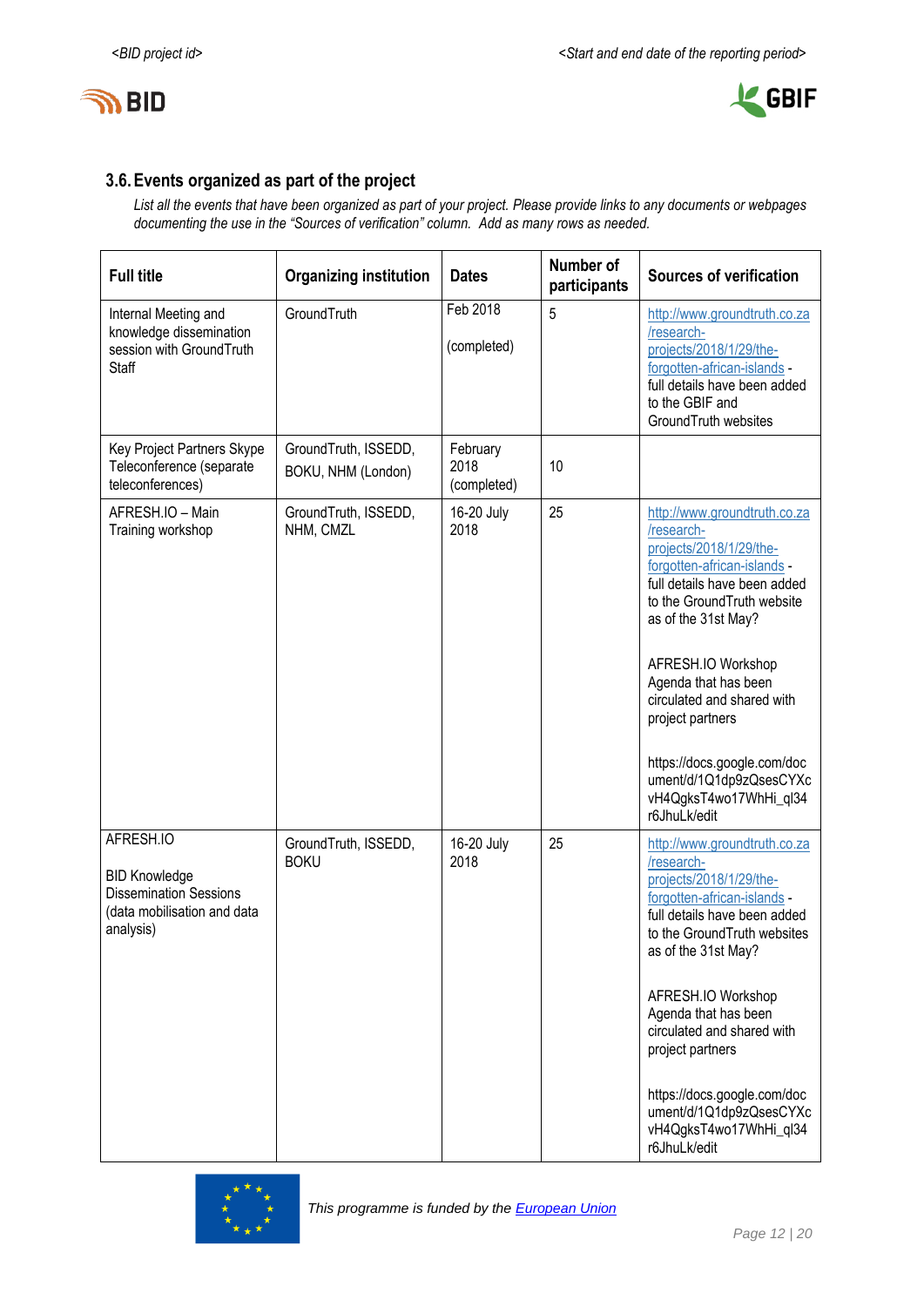## 3.6. Events organized as part of the project

*List all the events that have been organized as part of your project. Please provide links to any documents or webpages documenting the use in the "Sources of verification" column. Add as many rows as needed.*

| Full title | Organizing institution | Dates | Number of participants | Sources of verification |
|---|---|---|---|---|
| Internal Meeting and knowledge dissemination session with GroundTruth Staff | GroundTruth | Feb 2018<br><br>(completed) | 5 | [http://www.groundtruth.co.za/research-projects/2018/1/29/the-forgotten-african-islands](http://www.groundtruth.co.za/research-projects/2018/1/29/the-forgotten-african-islands) - full details have been added to the GBIF and GroundTruth websites |
| Key Project Partners Skype Teleconference (separate teleconferences) | GroundTruth, ISSEDD, BOKU, NHM (London) | February 2018 (completed) | 10 | |
| AFRESH.IO – Main Training workshop | GroundTruth, ISSEDD, NHM, CMZL | 16-20 July 2018 | 25 | [http://www.groundtruth.co.za/research-projects/2018/1/29/the-forgotten-african-islands](http://www.groundtruth.co.za/research-projects/2018/1/29/the-forgotten-african-islands) - full details have been added to the GroundTruth website as of the 31st May?<br><br>AFRESH.IO Workshop Agenda that has been circulated and shared with project partners<br><br>https://docs.google.com/document/d/1Q1dp9zQsesCYXcvH4QgksT4wo17WhHi_ql34r6JhuLk/edit |
| AFRESH.IO<br><br>BID Knowledge Dissemination Sessions (data mobilisation and data analysis) | GroundTruth, ISSEDD, BOKU | 16-20 July 2018 | 25 | [http://www.groundtruth.co.za/research-projects/2018/1/29/the-forgotten-african-islands](http://www.groundtruth.co.za/research-projects/2018/1/29/the-forgotten-african-islands) - full details have been added to the GroundTruth websites as of the 31st May?<br><br>AFRESH.IO Workshop Agenda that has been circulated and shared with project partners<br><br>https://docs.google.com/document/d/1Q1dp9zQsesCYXcvH4QgksT4wo17WhHi_ql34r6JhuLk/edit |

*This programme is funded by the [European Union](#)*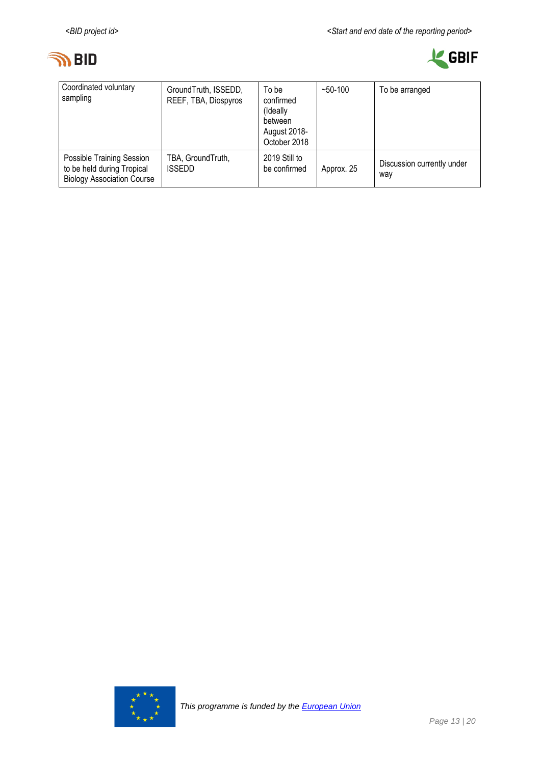| Coordinated voluntary sampling | GroundTruth, ISSEDD, REEF, TBA, Diospyros | To be confirmed (Ideally between August 2018- October 2018 | ~50-100 | To be arranged |
|---|---|---|---|---|
| Possible Training Session to be held during Tropical Biology Association Course | TBA, GroundTruth, ISSEDD | 2019 Still to be confirmed | Approx. 25 | Discussion currently under way |

*This programme is funded by the European Union*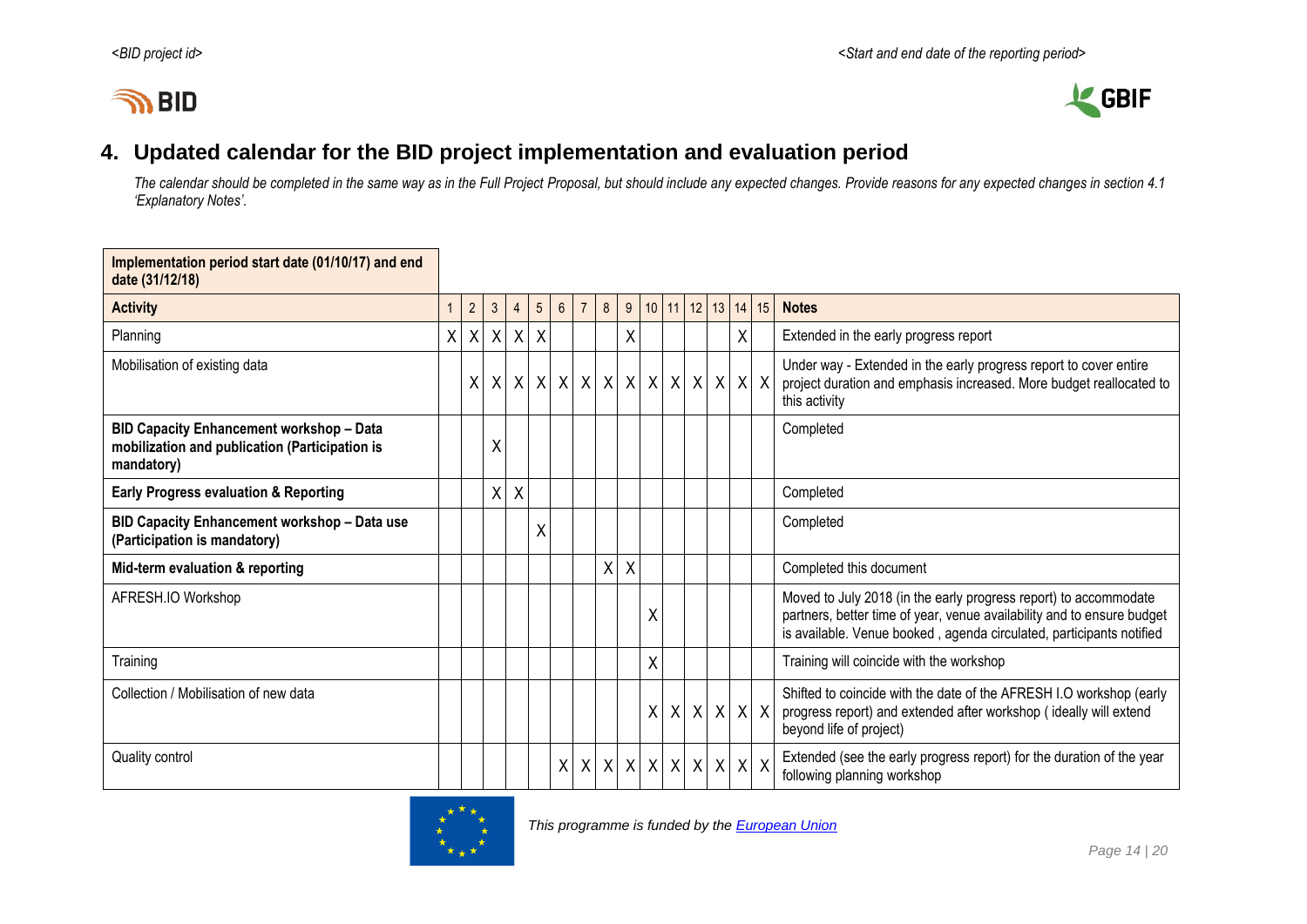## 4. Updated calendar for the BID project implementation and evaluation period

*The calendar should be completed in the same way as in the Full Project Proposal, but should include any expected changes. Provide reasons for any expected changes in section 4.1 'Explanatory Notes'.*

| **Implementation period start date (01/10/17) and end date (31/12/18)** | | | | | | | | | | | | | | | | |
|---|---|---|---|---|---|---|---|---|---|---|---|---|---|---|---|---|
| **Activity** | 1 | 2 | 3 | 4 | 5 | 6 | 7 | 8 | 9 | 10 | 11 | 12 | 13 | 14 | 15 | **Notes** |
| Planning | X | X | X | X | X | | | | X | | | | | X | | Extended in the early progress report |
| Mobilisation of existing data | | X | X | X | X | X | X | X | X | X | X | X | X | X | X | Under way - Extended in the early progress report to cover entire project duration and emphasis increased. More budget reallocated to this activity |
| **BID Capacity Enhancement workshop – Data mobilization and publication (Participation is mandatory)** | | | X | | | | | | | | | | | | | Completed |
| **Early Progress evaluation & Reporting** | | | X | X | | | | | | | | | | | | Completed |
| **BID Capacity Enhancement workshop – Data use (Participation is mandatory)** | | | | | X | | | | | | | | | | | Completed |
| **Mid-term evaluation & reporting** | | | | | | | | X | X | | | | | | | Completed this document |
| AFRESH.IO Workshop | | | | | | | | | | X | | | | | | Moved to July 2018 (in the early progress report) to accommodate partners, better time of year, venue availability and to ensure budget is available. Venue booked , agenda circulated, participants notified |
| Training | | | | | | | | | | X | | | | | | Training will coincide with the workshop |
| Collection / Mobilisation of new data | | | | | | | | | | X | X | X | X | X | X | Shifted to coincide with the date of the AFRESH I.O workshop (early progress report) and extended after workshop ( ideally will extend beyond life of project) |
| Quality control | | | | | | X | X | X | X | X | X | X | X | X | X | Extended (see the early progress report) for the duration of the year following planning workshop |

*This programme is funded by the European Union*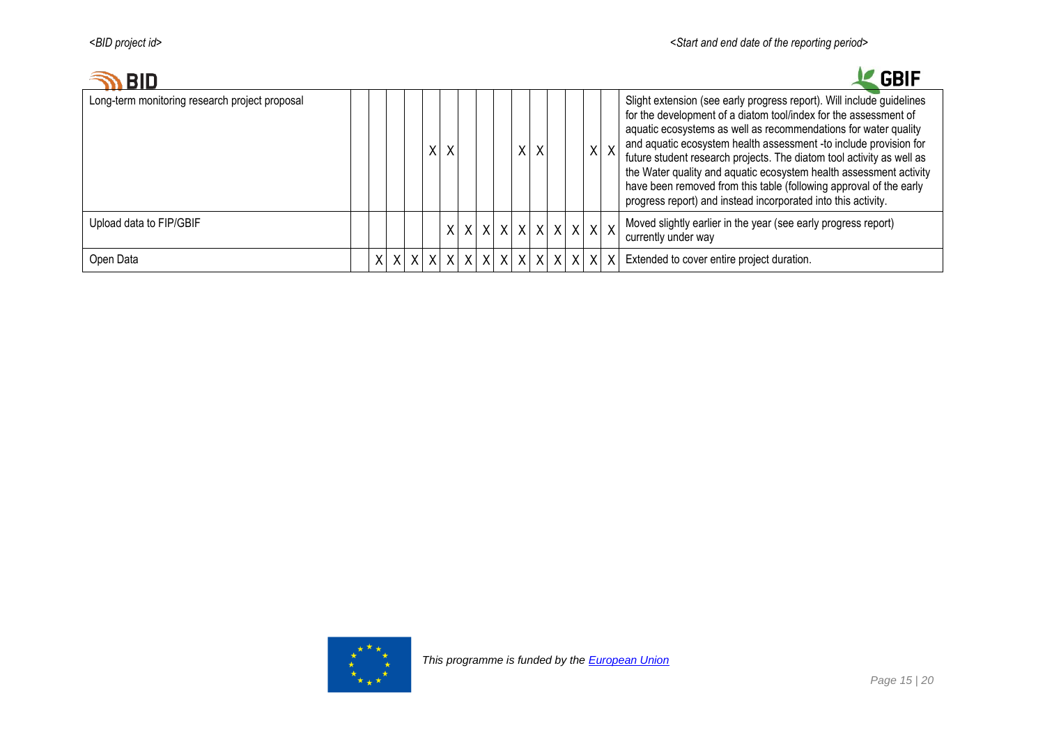| | | | | | | | | | | | | | | | | |
|---|---|---|---|---|---|---|---|---|---|---|---|---|---|---|---|---|
| Long-term monitoring research project proposal | | | | | X | X | | | | X | X | | | X | X | Slight extension (see early progress report). Will include guidelines for the development of a diatom tool/index for the assessment of aquatic ecosystems as well as recommendations for water quality and aquatic ecosystem health assessment -to include provision for future student research projects. The diatom tool activity as well as the Water quality and aquatic ecosystem health assessment activity have been removed from this table (following approval of the early progress report) and instead incorporated into this activity. |
| Upload data to FIP/GBIF | | | | | | X | X | X | X | X | X | X | X | X | X | Moved slightly earlier in the year (see early progress report) currently under way |
| Open Data | | X | X | X | X | X | X | X | X | X | X | X | X | X | X | Extended to cover entire project duration. |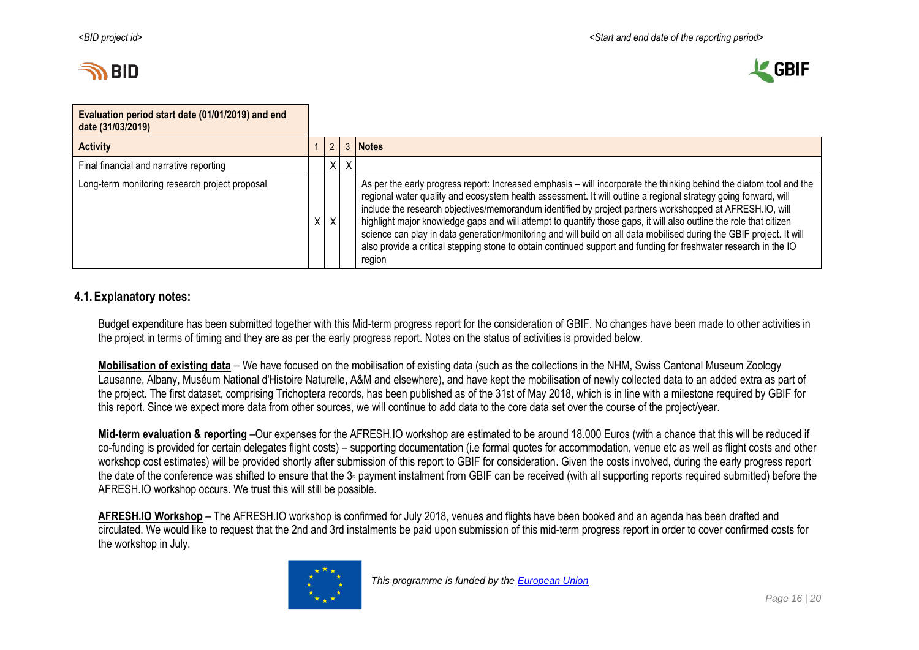| Evaluation period start date (01/01/2019) and end date (31/03/2019) | | | | |
|---|---|---|---|---|
| **Activity** | 1 | 2 | 3 | **Notes** |
| Final financial and narrative reporting | | X | X | |
| Long-term monitoring research project proposal | X | X | | As per the early progress report: Increased emphasis – will incorporate the thinking behind the diatom tool and the regional water quality and ecosystem health assessment. It will outline a regional strategy going forward, will include the research objectives/memorandum identified by project partners workshopped at AFRESH.IO, will highlight major knowledge gaps and will attempt to quantify those gaps, it will also outline the role that citizen science can play in data generation/monitoring and will build on all data mobilised during the GBIF project. It will also provide a critical stepping stone to obtain continued support and funding for freshwater research in the IO region |

## 4.1. Explanatory notes:

Budget expenditure has been submitted together with this Mid-term progress report for the consideration of GBIF. No changes have been made to other activities in the project in terms of timing and they are as per the early progress report. Notes on the status of activities is provided below.

**Mobilisation of existing data** – We have focused on the mobilisation of existing data (such as the collections in the NHM, Swiss Cantonal Museum Zoology Lausanne, Albany, Muséum National d'Histoire Naturelle, A&M and elsewhere), and have kept the mobilisation of newly collected data to an added extra as part of the project. The first dataset, comprising Trichoptera records, has been published as of the 31st of May 2018, which is in line with a milestone required by GBIF for this report. Since we expect more data from other sources, we will continue to add data to the core data set over the course of the project/year.

**Mid-term evaluation & reporting** –Our expenses for the AFRESH.IO workshop are estimated to be around 18.000 Euros (with a chance that this will be reduced if co-funding is provided for certain delegates flight costs) – supporting documentation (i.e formal quotes for accommodation, venue etc as well as flight costs and other workshop cost estimates) will be provided shortly after submission of this report to GBIF for consideration. Given the costs involved, during the early progress report the date of the conference was shifted to ensure that the 3rd payment instalment from GBIF can be received (with all supporting reports required submitted) before the AFRESH.IO workshop occurs. We trust this will still be possible.

**AFRESH.IO Workshop** – The AFRESH.IO workshop is confirmed for July 2018, venues and flights have been booked and an agenda has been drafted and circulated. We would like to request that the 2nd and 3rd instalments be paid upon submission of this mid-term progress report in order to cover confirmed costs for the workshop in July.

*This programme is funded by the European Union*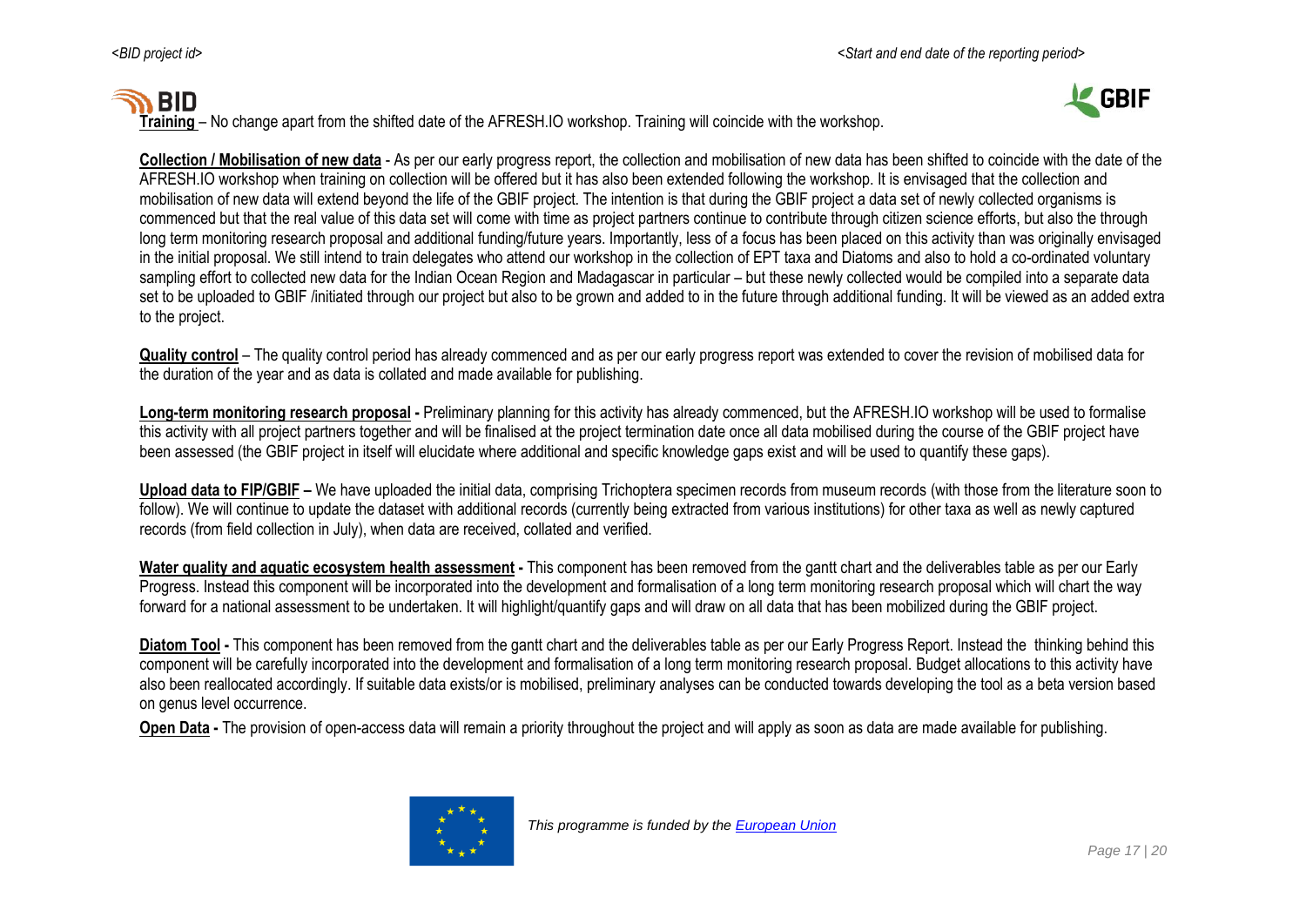**Training** – No change apart from the shifted date of the AFRESH.IO workshop. Training will coincide with the workshop.

**Collection / Mobilisation of new data** - As per our early progress report, the collection and mobilisation of new data has been shifted to coincide with the date of the AFRESH.IO workshop when training on collection will be offered but it has also been extended following the workshop. It is envisaged that the collection and mobilisation of new data will extend beyond the life of the GBIF project. The intention is that during the GBIF project a data set of newly collected organisms is commenced but that the real value of this data set will come with time as project partners continue to contribute through citizen science efforts, but also the through long term monitoring research proposal and additional funding/future years. Importantly, less of a focus has been placed on this activity than was originally envisaged in the initial proposal. We still intend to train delegates who attend our workshop in the collection of EPT taxa and Diatoms and also to hold a co-ordinated voluntary sampling effort to collected new data for the Indian Ocean Region and Madagascar in particular – but these newly collected would be compiled into a separate data set to be uploaded to GBIF /initiated through our project but also to be grown and added to in the future through additional funding. It will be viewed as an added extra to the project.

**Quality control** – The quality control period has already commenced and as per our early progress report was extended to cover the revision of mobilised data for the duration of the year and as data is collated and made available for publishing.

**Long-term monitoring research proposal -** Preliminary planning for this activity has already commenced, but the AFRESH.IO workshop will be used to formalise this activity with all project partners together and will be finalised at the project termination date once all data mobilised during the course of the GBIF project have been assessed (the GBIF project in itself will elucidate where additional and specific knowledge gaps exist and will be used to quantify these gaps).

**Upload data to FIP/GBIF –** We have uploaded the initial data, comprising Trichoptera specimen records from museum records (with those from the literature soon to follow). We will continue to update the dataset with additional records (currently being extracted from various institutions) for other taxa as well as newly captured records (from field collection in July), when data are received, collated and verified.

**Water quality and aquatic ecosystem health assessment -** This component has been removed from the gantt chart and the deliverables table as per our Early Progress. Instead this component will be incorporated into the development and formalisation of a long term monitoring research proposal which will chart the way forward for a national assessment to be undertaken. It will highlight/quantify gaps and will draw on all data that has been mobilized during the GBIF project.

**Diatom Tool -** This component has been removed from the gantt chart and the deliverables table as per our Early Progress Report. Instead the thinking behind this component will be carefully incorporated into the development and formalisation of a long term monitoring research proposal. Budget allocations to this activity have also been reallocated accordingly. If suitable data exists/or is mobilised, preliminary analyses can be conducted towards developing the tool as a beta version based on genus level occurrence.

**Open Data -** The provision of open-access data will remain a priority throughout the project and will apply as soon as data are made available for publishing.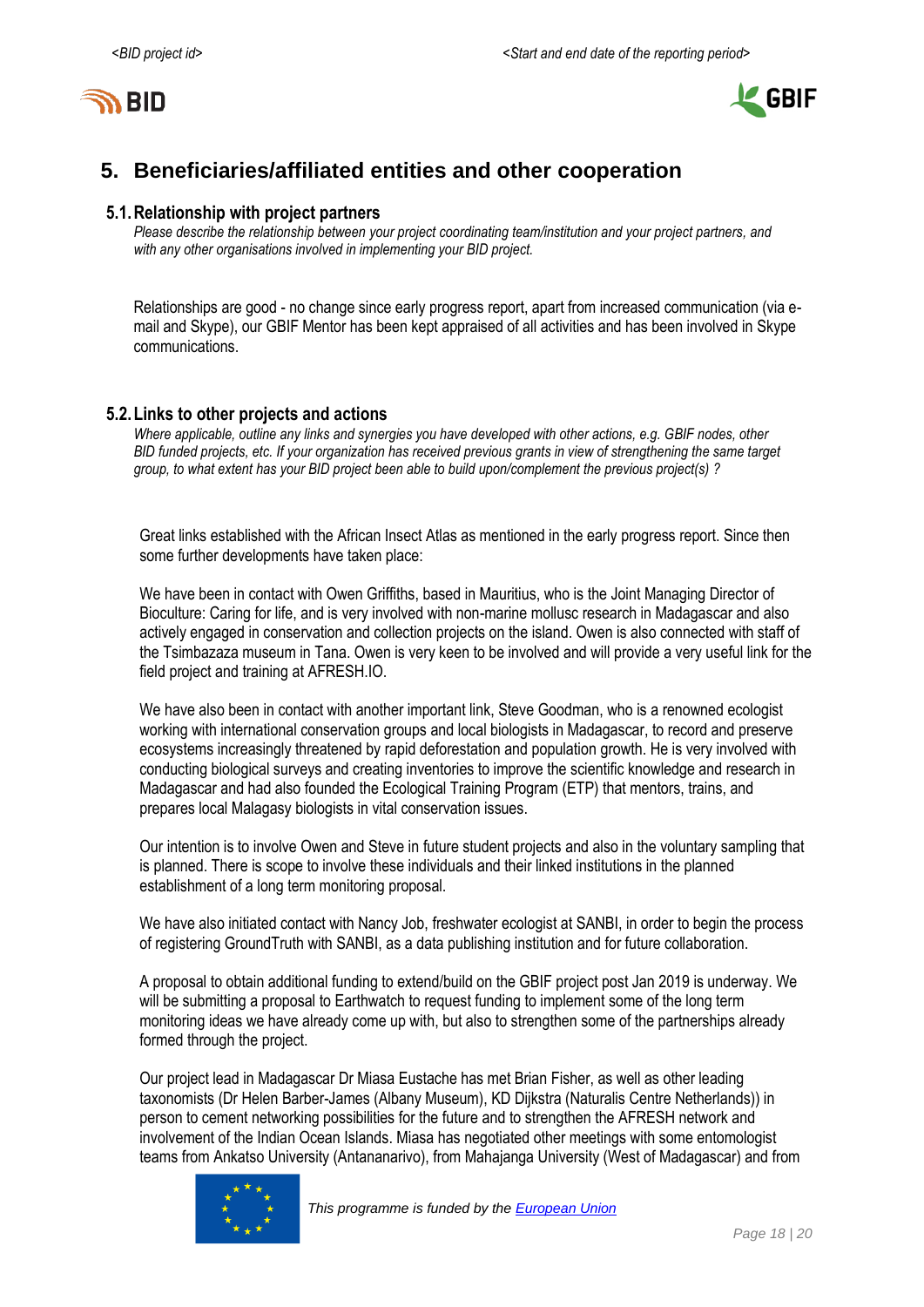## 5. Beneficiaries/affiliated entities and other cooperation

### 5.1. Relationship with project partners

*Please describe the relationship between your project coordinating team/institution and your project partners, and with any other organisations involved in implementing your BID project.*

Relationships are good - no change since early progress report, apart from increased communication (via e-mail and Skype), our GBIF Mentor has been kept appraised of all activities and has been involved in Skype communications.

### 5.2. Links to other projects and actions

*Where applicable, outline any links and synergies you have developed with other actions, e.g. GBIF nodes, other BID funded projects, etc. If your organization has received previous grants in view of strengthening the same target group, to what extent has your BID project been able to build upon/complement the previous project(s) ?*

Great links established with the African Insect Atlas as mentioned in the early progress report. Since then some further developments have taken place:

We have been in contact with Owen Griffiths, based in Mauritius, who is the Joint Managing Director of Bioculture: Caring for life, and is very involved with non-marine mollusc research in Madagascar and also actively engaged in conservation and collection projects on the island. Owen is also connected with staff of the Tsimbazaza museum in Tana. Owen is very keen to be involved and will provide a very useful link for the field project and training at AFRESH.IO.

We have also been in contact with another important link, Steve Goodman, who is a renowned ecologist working with international conservation groups and local biologists in Madagascar, to record and preserve ecosystems increasingly threatened by rapid deforestation and population growth. He is very involved with conducting biological surveys and creating inventories to improve the scientific knowledge and research in Madagascar and had also founded the Ecological Training Program (ETP) that mentors, trains, and prepares local Malagasy biologists in vital conservation issues.

Our intention is to involve Owen and Steve in future student projects and also in the voluntary sampling that is planned. There is scope to involve these individuals and their linked institutions in the planned establishment of a long term monitoring proposal.

We have also initiated contact with Nancy Job, freshwater ecologist at SANBI, in order to begin the process of registering GroundTruth with SANBI, as a data publishing institution and for future collaboration.

A proposal to obtain additional funding to extend/build on the GBIF project post Jan 2019 is underway. We will be submitting a proposal to Earthwatch to request funding to implement some of the long term monitoring ideas we have already come up with, but also to strengthen some of the partnerships already formed through the project.

Our project lead in Madagascar Dr Miasa Eustache has met Brian Fisher, as well as other leading taxonomists (Dr Helen Barber-James (Albany Museum), KD Dijkstra (Naturalis Centre Netherlands)) in person to cement networking possibilities for the future and to strengthen the AFRESH network and involvement of the Indian Ocean Islands. Miasa has negotiated other meetings with some entomologist teams from Ankatso University (Antananarivo), from Mahajanga University (West of Madagascar) and from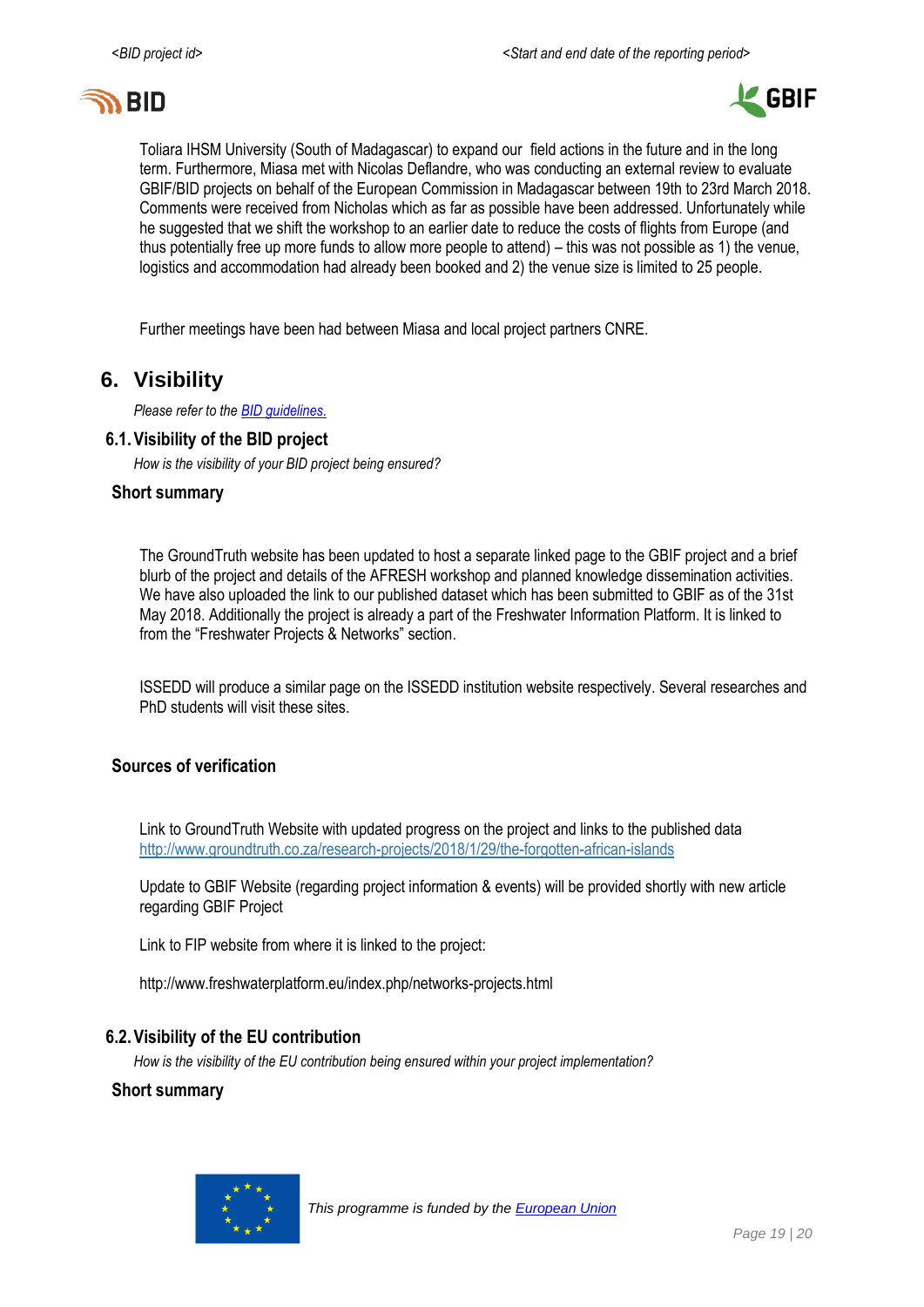Toliara IHSM University (South of Madagascar) to expand our field actions in the future and in the long term. Furthermore, Miasa met with Nicolas Deflandre, who was conducting an external review to evaluate GBIF/BID projects on behalf of the European Commission in Madagascar between 19th to 23rd March 2018. Comments were received from Nicholas which as far as possible have been addressed. Unfortunately while he suggested that we shift the workshop to an earlier date to reduce the costs of flights from Europe (and thus potentially free up more funds to allow more people to attend) – this was not possible as 1) the venue, logistics and accommodation had already been booked and 2) the venue size is limited to 25 people.

Further meetings have been had between Miasa and local project partners CNRE.

## 6. Visibility

*Please refer to the [BID guidelines.](BID guidelines.)*

### 6.1. Visibility of the BID project

*How is the visibility of your BID project being ensured?*

#### Short summary

The GroundTruth website has been updated to host a separate linked page to the GBIF project and a brief blurb of the project and details of the AFRESH workshop and planned knowledge dissemination activities. We have also uploaded the link to our published dataset which has been submitted to GBIF as of the 31st May 2018. Additionally the project is already a part of the Freshwater Information Platform. It is linked to from the "Freshwater Projects & Networks" section.

ISSEDD will produce a similar page on the ISSEDD institution website respectively. Several researches and PhD students will visit these sites.

#### Sources of verification

Link to GroundTruth Website with updated progress on the project and links to the published data
[http://www.groundtruth.co.za/research-projects/2018/1/29/the-forgotten-african-islands](http://www.groundtruth.co.za/research-projects/2018/1/29/the-forgotten-african-islands)

Update to GBIF Website (regarding project information & events) will be provided shortly with new article regarding GBIF Project

Link to FIP website from where it is linked to the project:

http://www.freshwaterplatform.eu/index.php/networks-projects.html

### 6.2. Visibility of the EU contribution

*How is the visibility of the EU contribution being ensured within your project implementation?*

#### Short summary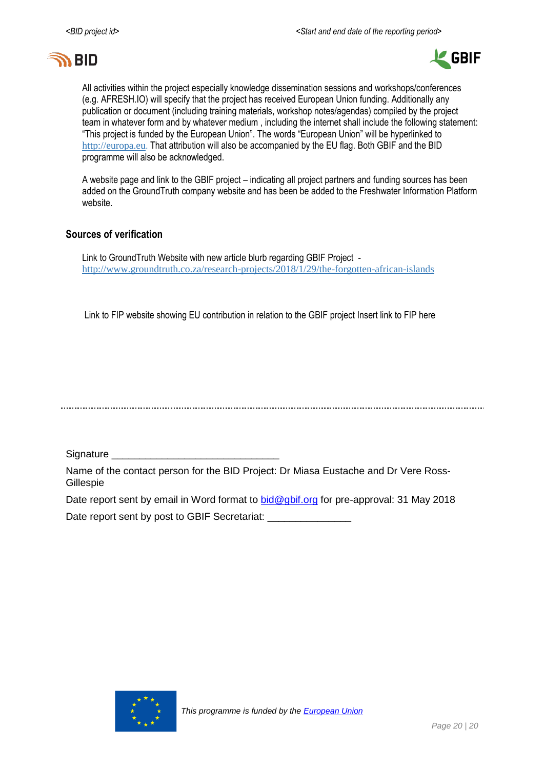All activities within the project especially knowledge dissemination sessions and workshops/conferences (e.g. AFRESH.IO) will specify that the project has received European Union funding. Additionally any publication or document (including training materials, workshop notes/agendas) compiled by the project team in whatever form and by whatever medium , including the internet shall include the following statement: “This project is funded by the European Union”. The words “European Union” will be hyperlinked to http://europa.eu. That attribution will also be accompanied by the EU flag. Both GBIF and the BID programme will also be acknowledged.

A website page and link to the GBIF project – indicating all project partners and funding sources has been added on the GroundTruth company website and has been be added to the Freshwater Information Platform website.

### Sources of verification

Link to GroundTruth Website with new article blurb regarding GBIF Project - http://www.groundtruth.co.za/research-projects/2018/1/29/the-forgotten-african-islands

Link to FIP website showing EU contribution in relation to the GBIF project Insert link to FIP here

---

Signature ______________________________

Name of the contact person for the BID Project: Dr Miasa Eustache and Dr Vere Ross-Gillespie

Date report sent by email in Word format to bid@gbif.org for pre-approval: 31 May 2018

Date report sent by post to GBIF Secretariat: _______________

*This programme is funded by the European Union*